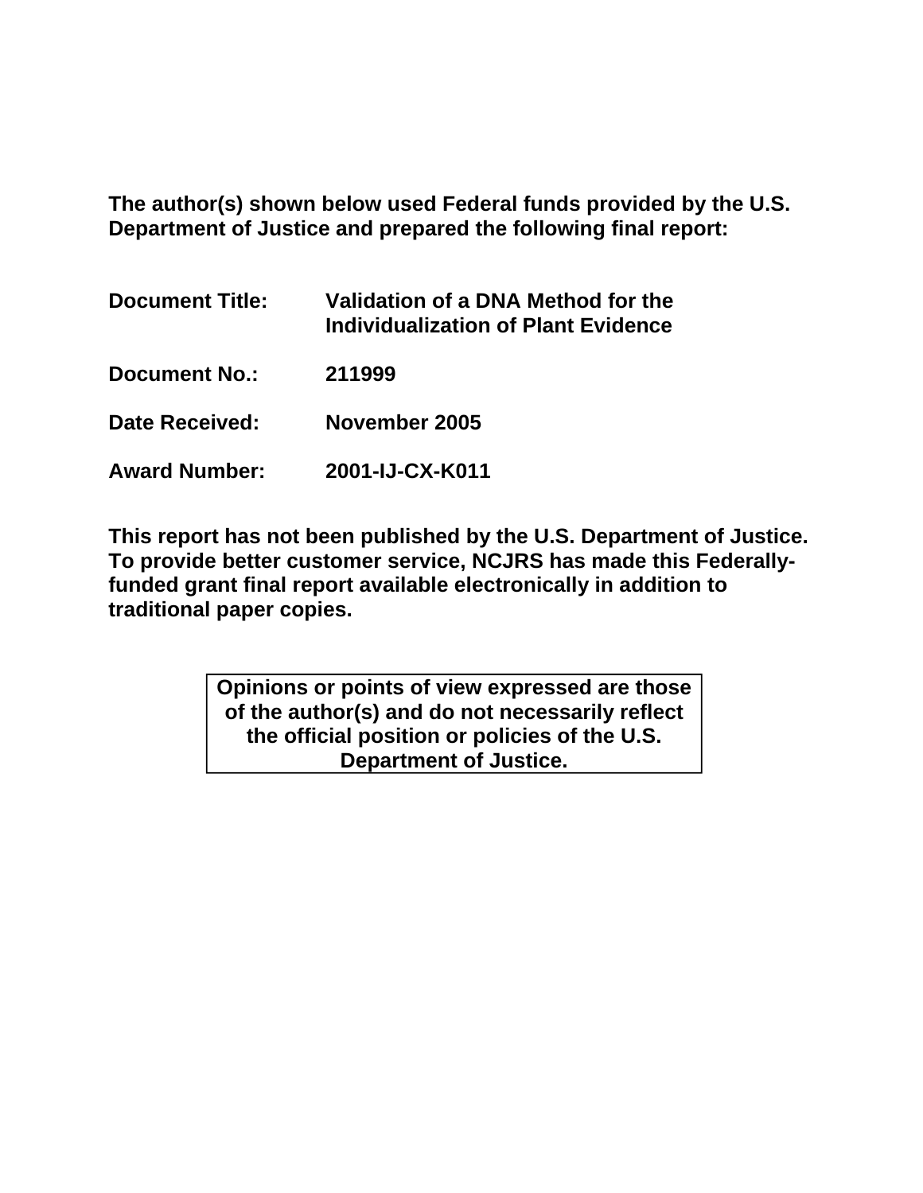**The author(s) shown below used Federal funds provided by the U.S. Department of Justice and prepared the following final report:**

| | |
|---|---|
| **Document Title:** | **Validation of a DNA Method for the Individualization of Plant Evidence** |
| **Document No.:** | **211999** |
| **Date Received:** | **November 2005** |
| **Award Number:** | **2001-IJ-CX-K011** |

**This report has not been published by the U.S. Department of Justice. To provide better customer service, NCJRS has made this Federally-funded grant final report available electronically in addition to traditional paper copies.**

**Opinions or points of view expressed are those of the author(s) and do not necessarily reflect the official position or policies of the U.S. Department of Justice.**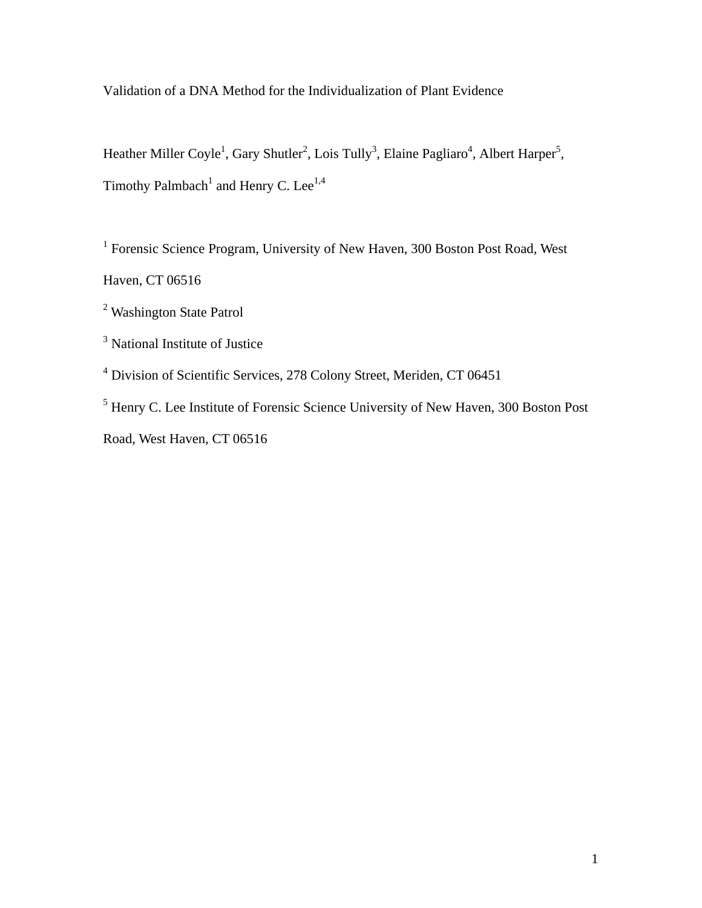# Validation of a DNA Method for the Individualization of Plant Evidence

Heather Miller Coyle[1], Gary Shutler[2], Lois Tully[3], Elaine Pagliaro[4], Albert Harper[5], Timothy Palmbach[1] and Henry C. Lee[1,4]

[1] Forensic Science Program, University of New Haven, 300 Boston Post Road, West Haven, CT 06516

[2] Washington State Patrol

[3] National Institute of Justice

[4] Division of Scientific Services, 278 Colony Street, Meriden, CT 06451

[5] Henry C. Lee Institute of Forensic Science University of New Haven, 300 Boston Post Road, West Haven, CT 06516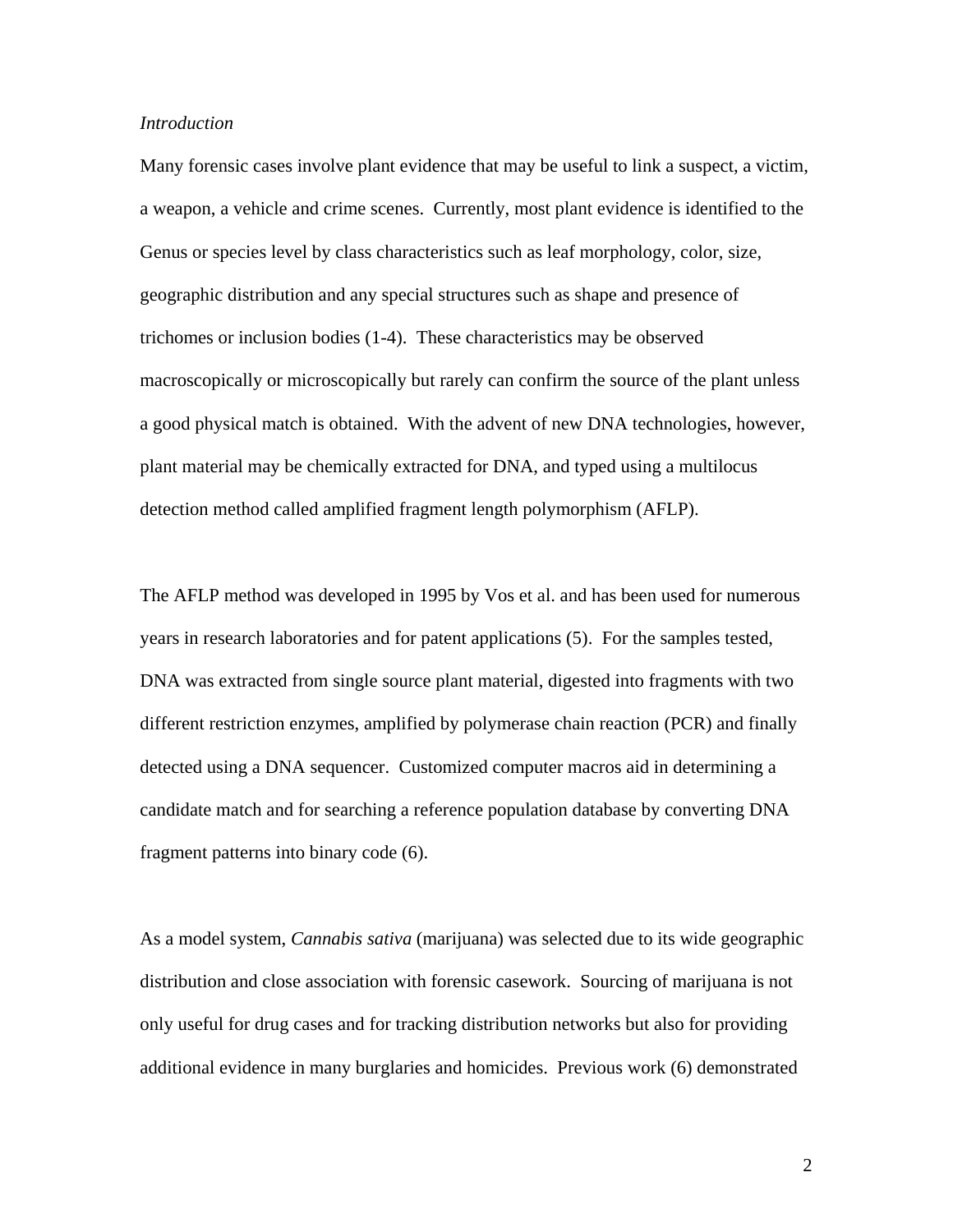*Introduction*

Many forensic cases involve plant evidence that may be useful to link a suspect, a victim, a weapon, a vehicle and crime scenes. Currently, most plant evidence is identified to the Genus or species level by class characteristics such as leaf morphology, color, size, geographic distribution and any special structures such as shape and presence of trichomes or inclusion bodies (1-4). These characteristics may be observed macroscopically or microscopically but rarely can confirm the source of the plant unless a good physical match is obtained. With the advent of new DNA technologies, however, plant material may be chemically extracted for DNA, and typed using a multilocus detection method called amplified fragment length polymorphism (AFLP).

The AFLP method was developed in 1995 by Vos et al. and has been used for numerous years in research laboratories and for patent applications (5). For the samples tested, DNA was extracted from single source plant material, digested into fragments with two different restriction enzymes, amplified by polymerase chain reaction (PCR) and finally detected using a DNA sequencer. Customized computer macros aid in determining a candidate match and for searching a reference population database by converting DNA fragment patterns into binary code (6).

As a model system, *Cannabis sativa* (marijuana) was selected due to its wide geographic distribution and close association with forensic casework. Sourcing of marijuana is not only useful for drug cases and for tracking distribution networks but also for providing additional evidence in many burglaries and homicides. Previous work (6) demonstrated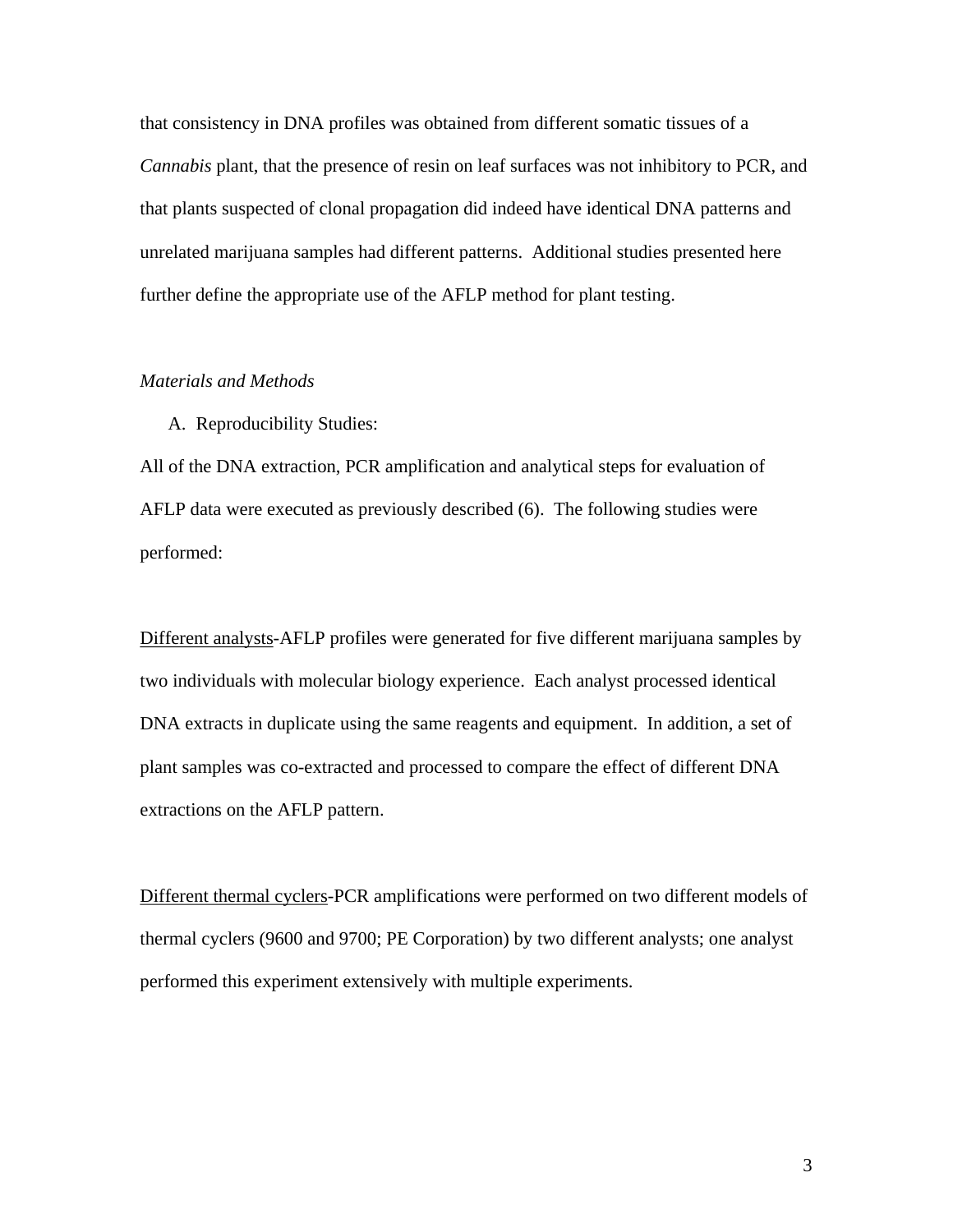that consistency in DNA profiles was obtained from different somatic tissues of a *Cannabis* plant, that the presence of resin on leaf surfaces was not inhibitory to PCR, and that plants suspected of clonal propagation did indeed have identical DNA patterns and unrelated marijuana samples had different patterns. Additional studies presented here further define the appropriate use of the AFLP method for plant testing.

*Materials and Methods*

A. Reproducibility Studies:

All of the DNA extraction, PCR amplification and analytical steps for evaluation of AFLP data were executed as previously described (6). The following studies were performed:

<u>Different analysts</u>-AFLP profiles were generated for five different marijuana samples by two individuals with molecular biology experience. Each analyst processed identical DNA extracts in duplicate using the same reagents and equipment. In addition, a set of plant samples was co-extracted and processed to compare the effect of different DNA extractions on the AFLP pattern.

<u>Different thermal cyclers</u>-PCR amplifications were performed on two different models of thermal cyclers (9600 and 9700; PE Corporation) by two different analysts; one analyst performed this experiment extensively with multiple experiments.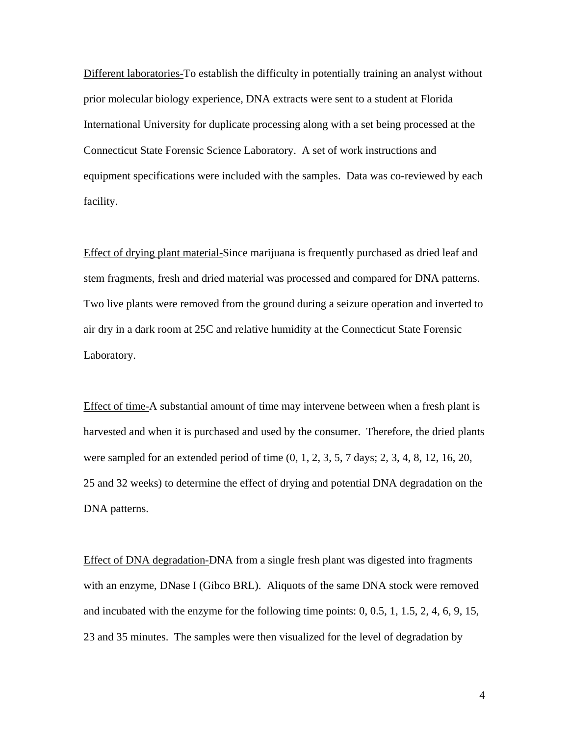Different laboratories-To establish the difficulty in potentially training an analyst without prior molecular biology experience, DNA extracts were sent to a student at Florida International University for duplicate processing along with a set being processed at the Connecticut State Forensic Science Laboratory. A set of work instructions and equipment specifications were included with the samples. Data was co-reviewed by each facility.

Effect of drying plant material-Since marijuana is frequently purchased as dried leaf and stem fragments, fresh and dried material was processed and compared for DNA patterns. Two live plants were removed from the ground during a seizure operation and inverted to air dry in a dark room at 25C and relative humidity at the Connecticut State Forensic Laboratory.

Effect of time-A substantial amount of time may intervene between when a fresh plant is harvested and when it is purchased and used by the consumer. Therefore, the dried plants were sampled for an extended period of time (0, 1, 2, 3, 5, 7 days; 2, 3, 4, 8, 12, 16, 20, 25 and 32 weeks) to determine the effect of drying and potential DNA degradation on the DNA patterns.

Effect of DNA degradation-DNA from a single fresh plant was digested into fragments with an enzyme, DNase I (Gibco BRL). Aliquots of the same DNA stock were removed and incubated with the enzyme for the following time points: 0, 0.5, 1, 1.5, 2, 4, 6, 9, 15, 23 and 35 minutes. The samples were then visualized for the level of degradation by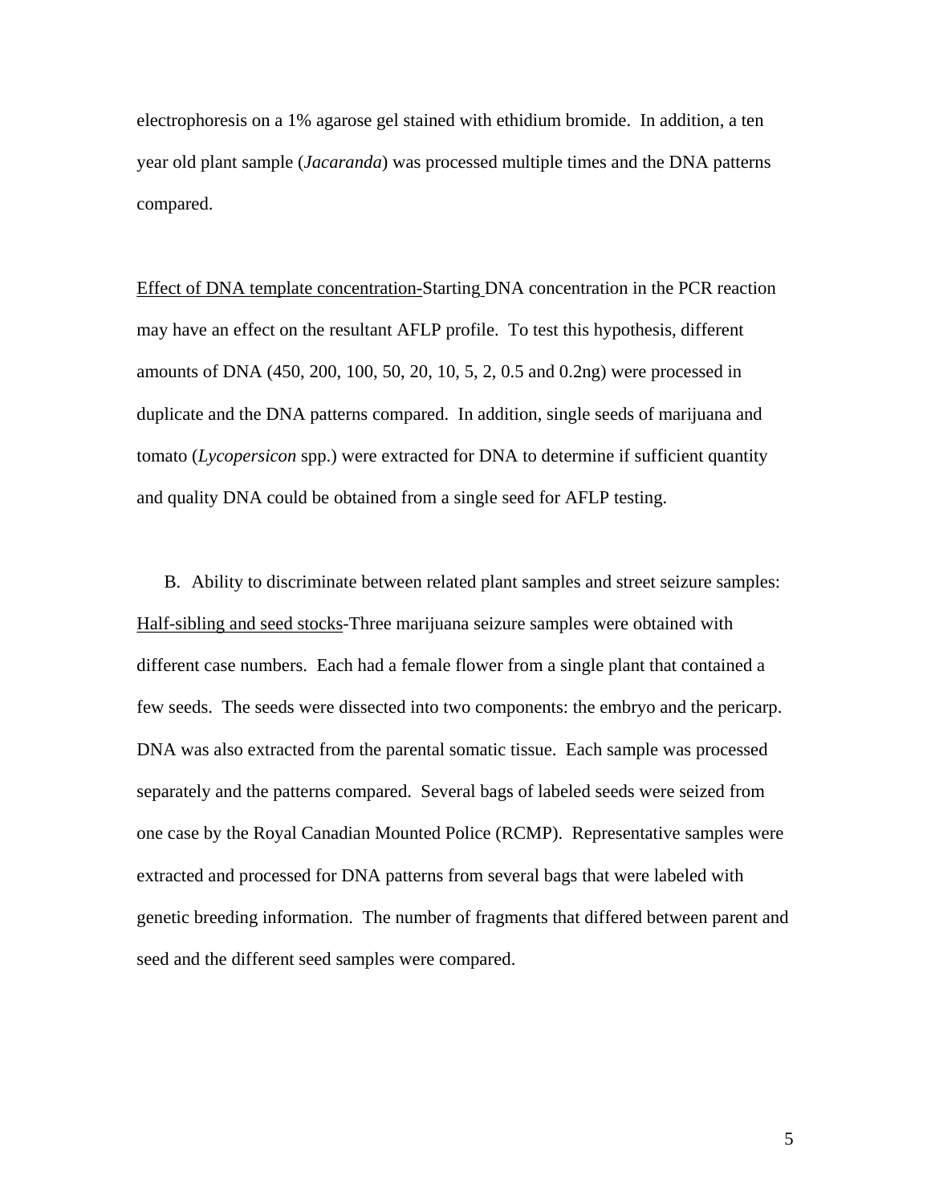electrophoresis on a 1% agarose gel stained with ethidium bromide. In addition, a ten year old plant sample (*Jacaranda*) was processed multiple times and the DNA patterns compared.

Effect of DNA template concentration-Starting DNA concentration in the PCR reaction may have an effect on the resultant AFLP profile. To test this hypothesis, different amounts of DNA (450, 200, 100, 50, 20, 10, 5, 2, 0.5 and 0.2ng) were processed in duplicate and the DNA patterns compared. In addition, single seeds of marijuana and tomato (*Lycopersicon* spp.) were extracted for DNA to determine if sufficient quantity and quality DNA could be obtained from a single seed for AFLP testing.

B. Ability to discriminate between related plant samples and street seizure samples:

Half-sibling and seed stocks-Three marijuana seizure samples were obtained with different case numbers. Each had a female flower from a single plant that contained a few seeds. The seeds were dissected into two components: the embryo and the pericarp. DNA was also extracted from the parental somatic tissue. Each sample was processed separately and the patterns compared. Several bags of labeled seeds were seized from one case by the Royal Canadian Mounted Police (RCMP). Representative samples were extracted and processed for DNA patterns from several bags that were labeled with genetic breeding information. The number of fragments that differed between parent and seed and the different seed samples were compared.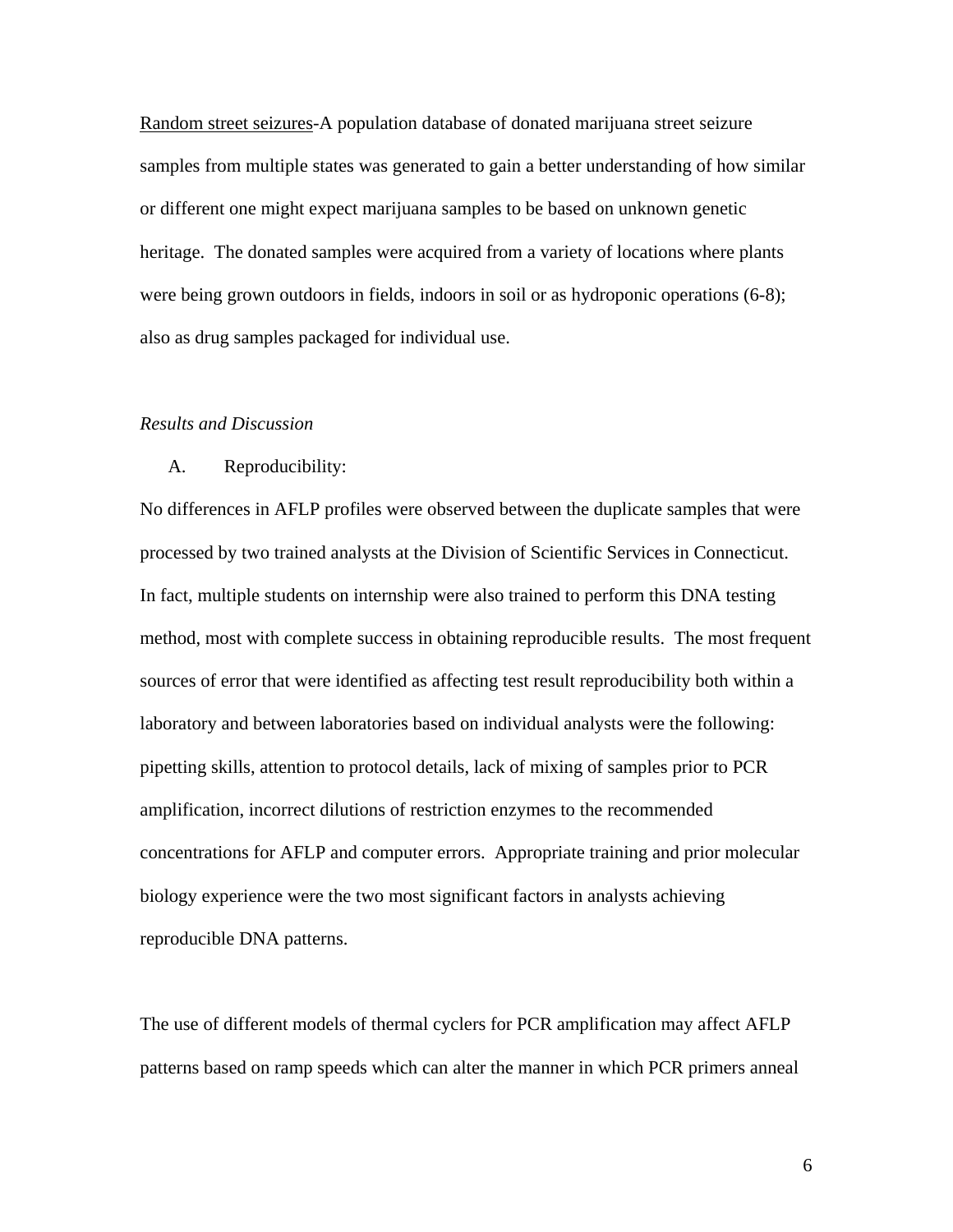<u>Random street seizures</u>-A population database of donated marijuana street seizure samples from multiple states was generated to gain a better understanding of how similar or different one might expect marijuana samples to be based on unknown genetic heritage. The donated samples were acquired from a variety of locations where plants were being grown outdoors in fields, indoors in soil or as hydroponic operations (6-8); also as drug samples packaged for individual use.

*Results and Discussion*

A. Reproducibility:

No differences in AFLP profiles were observed between the duplicate samples that were processed by two trained analysts at the Division of Scientific Services in Connecticut. In fact, multiple students on internship were also trained to perform this DNA testing method, most with complete success in obtaining reproducible results. The most frequent sources of error that were identified as affecting test result reproducibility both within a laboratory and between laboratories based on individual analysts were the following: pipetting skills, attention to protocol details, lack of mixing of samples prior to PCR amplification, incorrect dilutions of restriction enzymes to the recommended concentrations for AFLP and computer errors. Appropriate training and prior molecular biology experience were the two most significant factors in analysts achieving reproducible DNA patterns.

The use of different models of thermal cyclers for PCR amplification may affect AFLP patterns based on ramp speeds which can alter the manner in which PCR primers anneal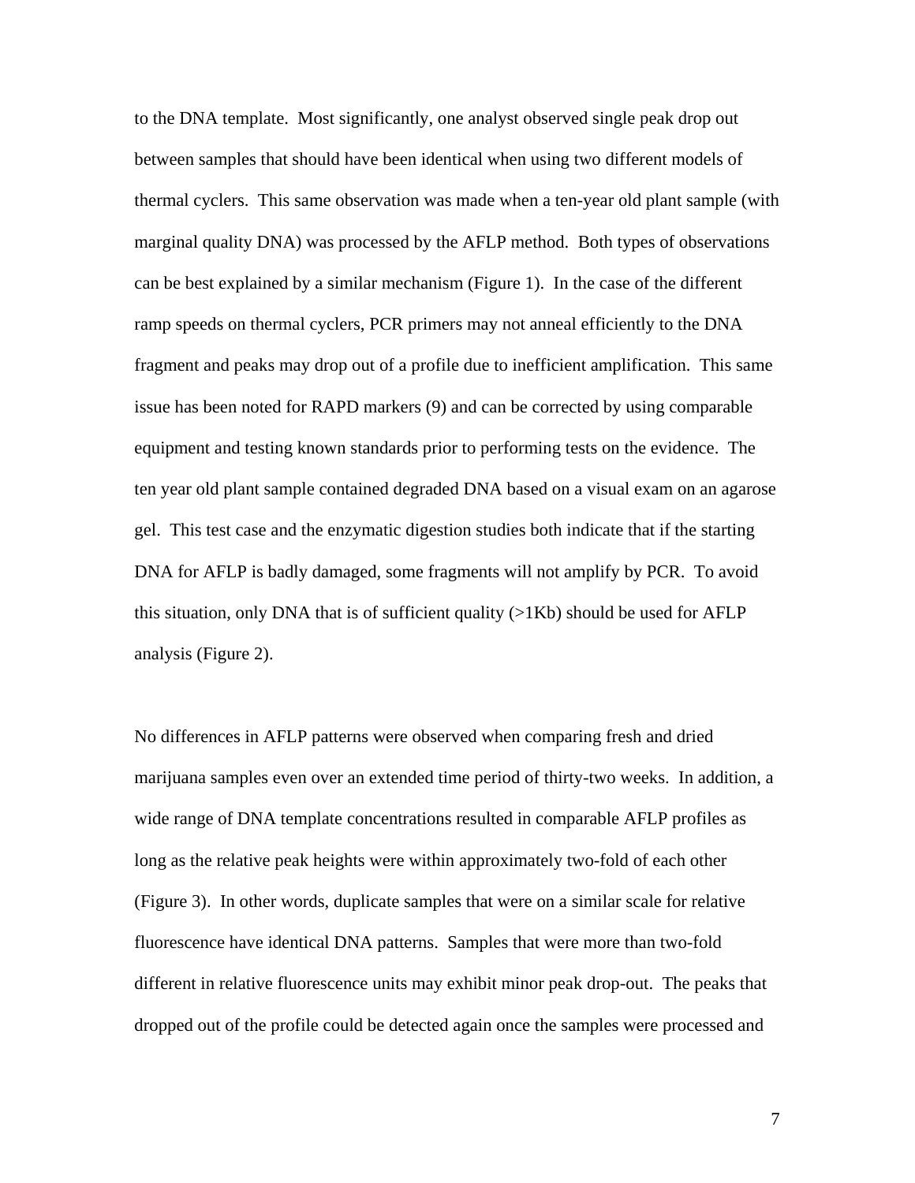to the DNA template. Most significantly, one analyst observed single peak drop out between samples that should have been identical when using two different models of thermal cyclers. This same observation was made when a ten-year old plant sample (with marginal quality DNA) was processed by the AFLP method. Both types of observations can be best explained by a similar mechanism (Figure 1). In the case of the different ramp speeds on thermal cyclers, PCR primers may not anneal efficiently to the DNA fragment and peaks may drop out of a profile due to inefficient amplification. This same issue has been noted for RAPD markers (9) and can be corrected by using comparable equipment and testing known standards prior to performing tests on the evidence. The ten year old plant sample contained degraded DNA based on a visual exam on an agarose gel. This test case and the enzymatic digestion studies both indicate that if the starting DNA for AFLP is badly damaged, some fragments will not amplify by PCR. To avoid this situation, only DNA that is of sufficient quality (>1Kb) should be used for AFLP analysis (Figure 2).

No differences in AFLP patterns were observed when comparing fresh and dried marijuana samples even over an extended time period of thirty-two weeks. In addition, a wide range of DNA template concentrations resulted in comparable AFLP profiles as long as the relative peak heights were within approximately two-fold of each other (Figure 3). In other words, duplicate samples that were on a similar scale for relative fluorescence have identical DNA patterns. Samples that were more than two-fold different in relative fluorescence units may exhibit minor peak drop-out. The peaks that dropped out of the profile could be detected again once the samples were processed and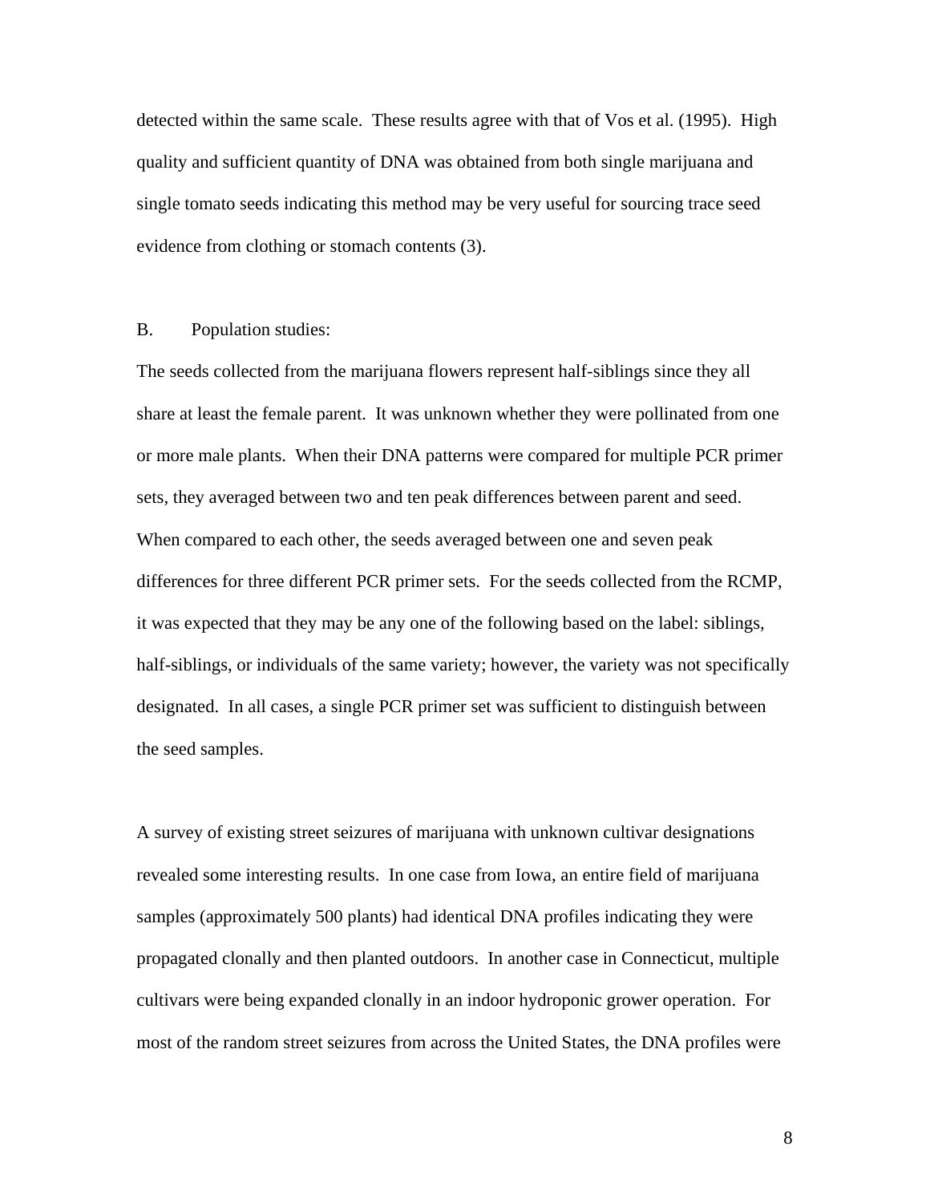detected within the same scale. These results agree with that of Vos et al. (1995). High quality and sufficient quantity of DNA was obtained from both single marijuana and single tomato seeds indicating this method may be very useful for sourcing trace seed evidence from clothing or stomach contents (3).

B. Population studies:

The seeds collected from the marijuana flowers represent half-siblings since they all share at least the female parent. It was unknown whether they were pollinated from one or more male plants. When their DNA patterns were compared for multiple PCR primer sets, they averaged between two and ten peak differences between parent and seed. When compared to each other, the seeds averaged between one and seven peak differences for three different PCR primer sets. For the seeds collected from the RCMP, it was expected that they may be any one of the following based on the label: siblings, half-siblings, or individuals of the same variety; however, the variety was not specifically designated. In all cases, a single PCR primer set was sufficient to distinguish between the seed samples.

A survey of existing street seizures of marijuana with unknown cultivar designations revealed some interesting results. In one case from Iowa, an entire field of marijuana samples (approximately 500 plants) had identical DNA profiles indicating they were propagated clonally and then planted outdoors. In another case in Connecticut, multiple cultivars were being expanded clonally in an indoor hydroponic grower operation. For most of the random street seizures from across the United States, the DNA profiles were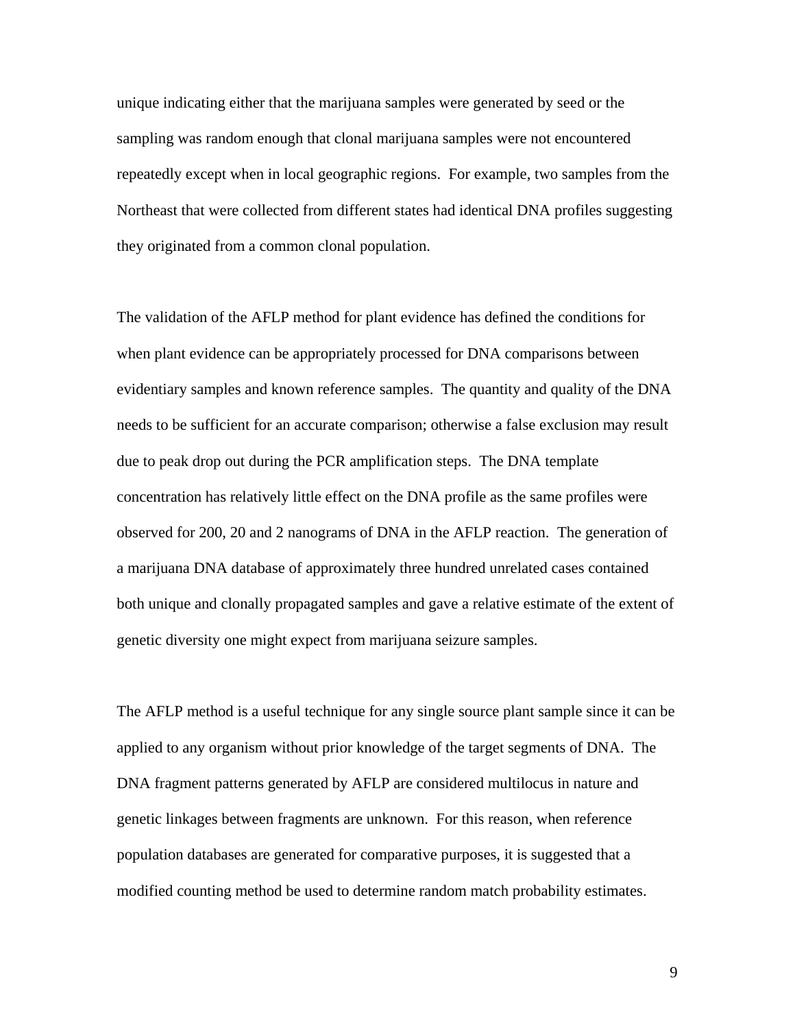unique indicating either that the marijuana samples were generated by seed or the sampling was random enough that clonal marijuana samples were not encountered repeatedly except when in local geographic regions. For example, two samples from the Northeast that were collected from different states had identical DNA profiles suggesting they originated from a common clonal population.

The validation of the AFLP method for plant evidence has defined the conditions for when plant evidence can be appropriately processed for DNA comparisons between evidentiary samples and known reference samples. The quantity and quality of the DNA needs to be sufficient for an accurate comparison; otherwise a false exclusion may result due to peak drop out during the PCR amplification steps. The DNA template concentration has relatively little effect on the DNA profile as the same profiles were observed for 200, 20 and 2 nanograms of DNA in the AFLP reaction. The generation of a marijuana DNA database of approximately three hundred unrelated cases contained both unique and clonally propagated samples and gave a relative estimate of the extent of genetic diversity one might expect from marijuana seizure samples.

The AFLP method is a useful technique for any single source plant sample since it can be applied to any organism without prior knowledge of the target segments of DNA. The DNA fragment patterns generated by AFLP are considered multilocus in nature and genetic linkages between fragments are unknown. For this reason, when reference population databases are generated for comparative purposes, it is suggested that a modified counting method be used to determine random match probability estimates.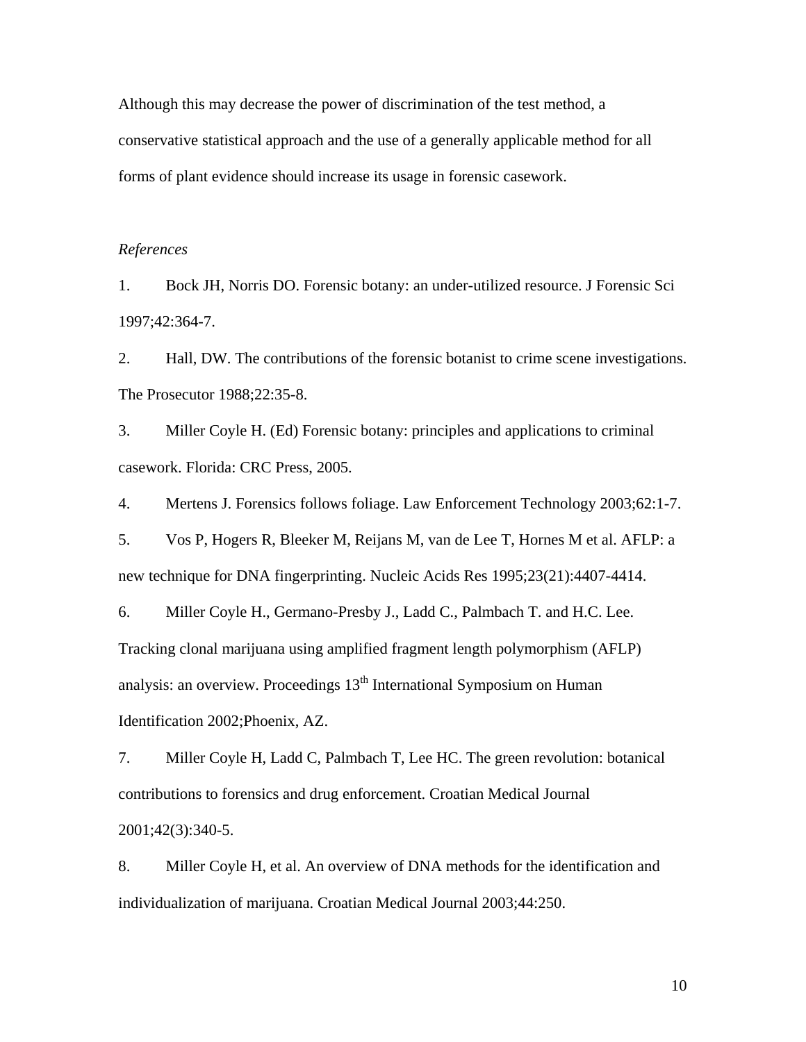Although this may decrease the power of discrimination of the test method, a conservative statistical approach and the use of a generally applicable method for all forms of plant evidence should increase its usage in forensic casework.

*References*

1. Bock JH, Norris DO. Forensic botany: an under-utilized resource. J Forensic Sci 1997;42:364-7.
2. Hall, DW. The contributions of the forensic botanist to crime scene investigations. The Prosecutor 1988;22:35-8.
3. Miller Coyle H. (Ed) Forensic botany: principles and applications to criminal casework. Florida: CRC Press, 2005.
4. Mertens J. Forensics follows foliage. Law Enforcement Technology 2003;62:1-7.
5. Vos P, Hogers R, Bleeker M, Reijans M, van de Lee T, Hornes M et al. AFLP: a new technique for DNA fingerprinting. Nucleic Acids Res 1995;23(21):4407-4414.
6. Miller Coyle H., Germano-Presby J., Ladd C., Palmbach T. and H.C. Lee. Tracking clonal marijuana using amplified fragment length polymorphism (AFLP) analysis: an overview. Proceedings 13th International Symposium on Human Identification 2002;Phoenix, AZ.
7. Miller Coyle H, Ladd C, Palmbach T, Lee HC. The green revolution: botanical contributions to forensics and drug enforcement. Croatian Medical Journal 2001;42(3):340-5.
8. Miller Coyle H, et al. An overview of DNA methods for the identification and individualization of marijuana. Croatian Medical Journal 2003;44:250.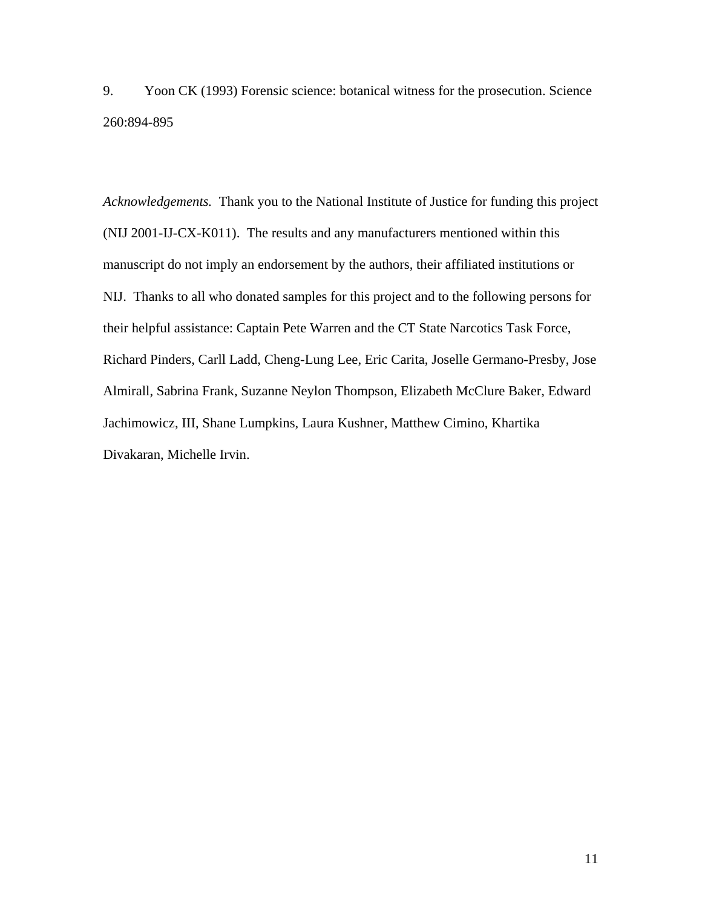9. Yoon CK (1993) Forensic science: botanical witness for the prosecution. Science 260:894-895

*Acknowledgements.* Thank you to the National Institute of Justice for funding this project (NIJ 2001-IJ-CX-K011). The results and any manufacturers mentioned within this manuscript do not imply an endorsement by the authors, their affiliated institutions or NIJ. Thanks to all who donated samples for this project and to the following persons for their helpful assistance: Captain Pete Warren and the CT State Narcotics Task Force, Richard Pinders, Carll Ladd, Cheng-Lung Lee, Eric Carita, Joselle Germano-Presby, Jose Almirall, Sabrina Frank, Suzanne Neylon Thompson, Elizabeth McClure Baker, Edward Jachimowicz, III, Shane Lumpkins, Laura Kushner, Matthew Cimino, Khartika Divakaran, Michelle Irvin.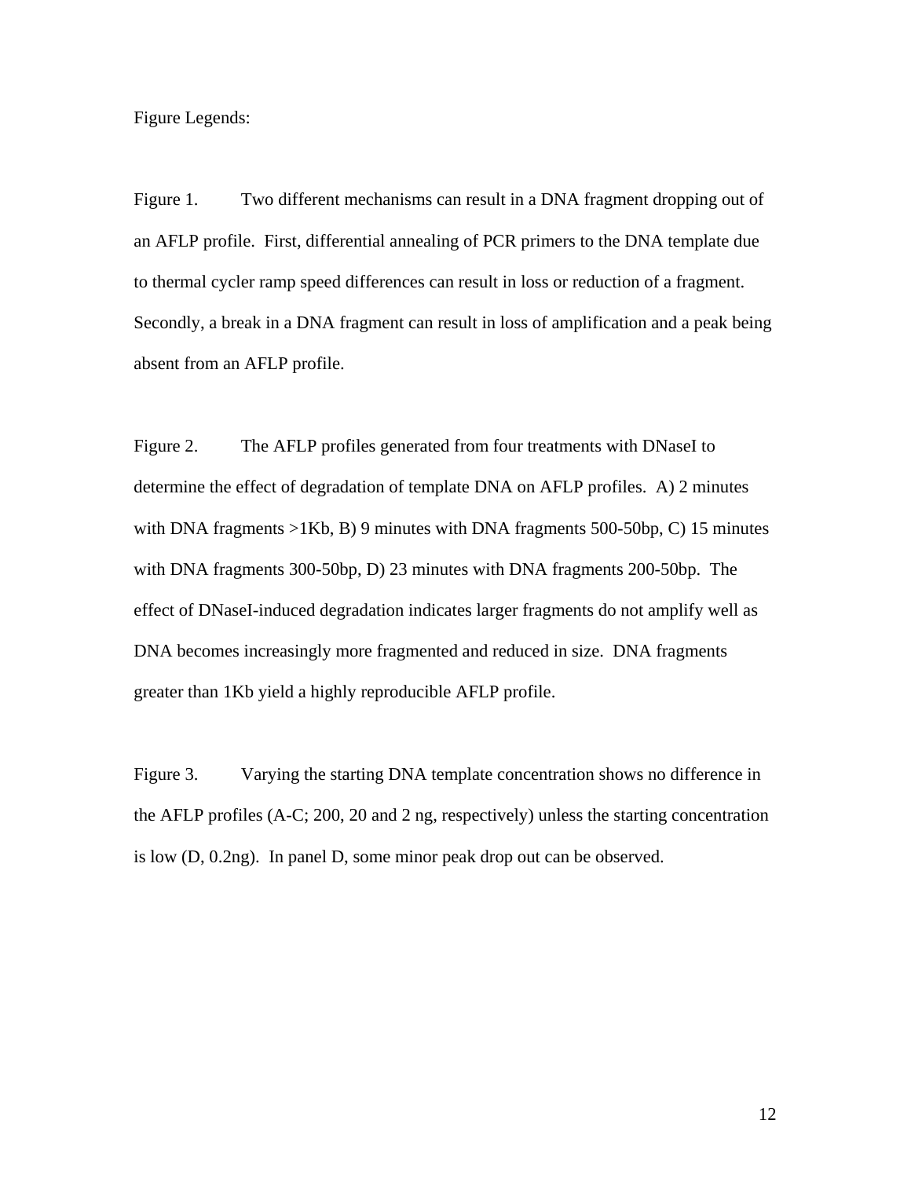Figure Legends:

Figure 1. Two different mechanisms can result in a DNA fragment dropping out of an AFLP profile. First, differential annealing of PCR primers to the DNA template due to thermal cycler ramp speed differences can result in loss or reduction of a fragment. Secondly, a break in a DNA fragment can result in loss of amplification and a peak being absent from an AFLP profile.

Figure 2. The AFLP profiles generated from four treatments with DNaseI to determine the effect of degradation of template DNA on AFLP profiles. A) 2 minutes with DNA fragments >1Kb, B) 9 minutes with DNA fragments 500-50bp, C) 15 minutes with DNA fragments 300-50bp, D) 23 minutes with DNA fragments 200-50bp. The effect of DNaseI-induced degradation indicates larger fragments do not amplify well as DNA becomes increasingly more fragmented and reduced in size. DNA fragments greater than 1Kb yield a highly reproducible AFLP profile.

Figure 3. Varying the starting DNA template concentration shows no difference in the AFLP profiles (A-C; 200, 20 and 2 ng, respectively) unless the starting concentration is low (D, 0.2ng). In panel D, some minor peak drop out can be observed.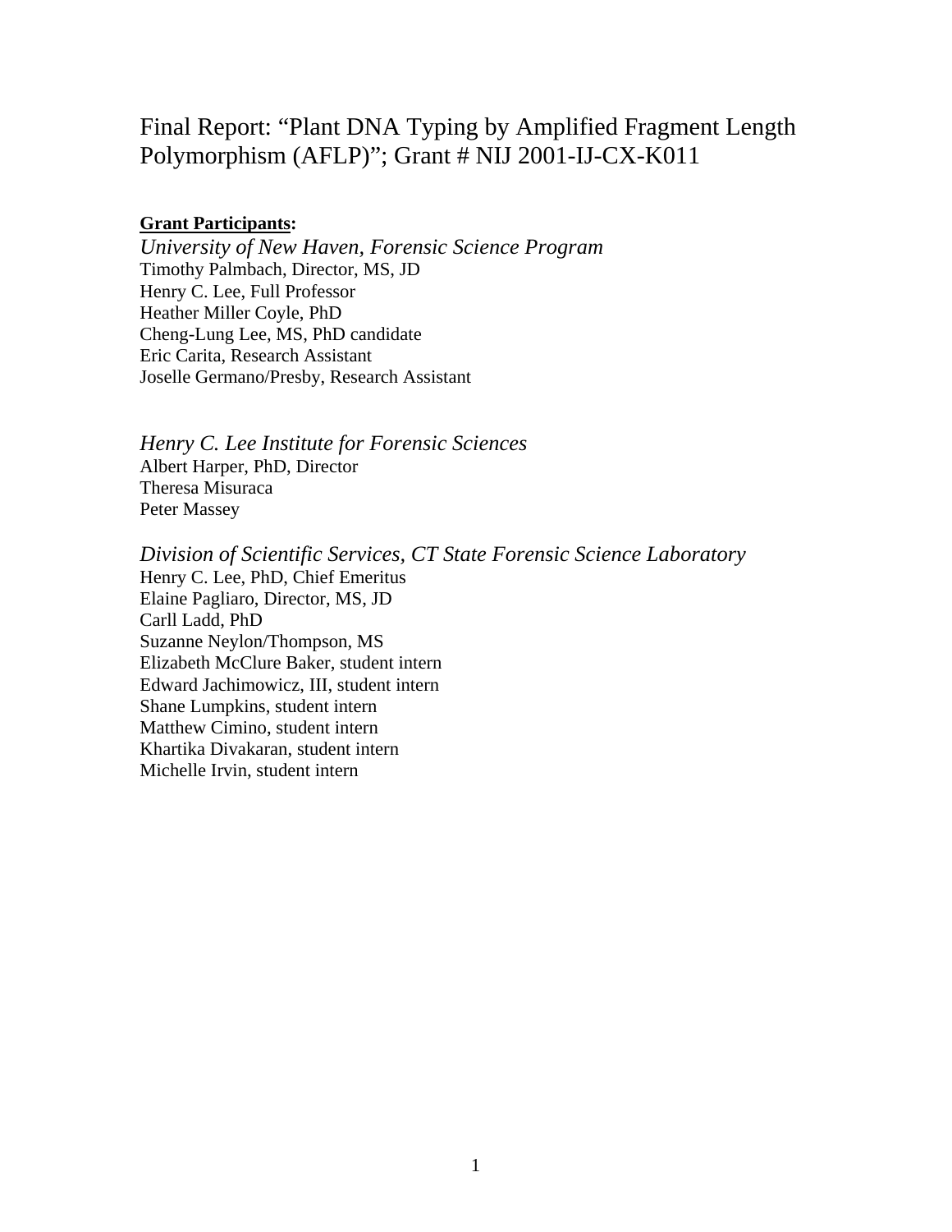# Final Report: "Plant DNA Typing by Amplified Fragment Length Polymorphism (AFLP)"; Grant # NIJ 2001-IJ-CX-K011

**Grant Participants:**

*University of New Haven, Forensic Science Program*
Timothy Palmbach, Director, MS, JD
Henry C. Lee, Full Professor
Heather Miller Coyle, PhD
Cheng-Lung Lee, MS, PhD candidate
Eric Carita, Research Assistant
Joselle Germano/Presby, Research Assistant

*Henry C. Lee Institute for Forensic Sciences*
Albert Harper, PhD, Director
Theresa Misuraca
Peter Massey

*Division of Scientific Services, CT State Forensic Science Laboratory*
Henry C. Lee, PhD, Chief Emeritus
Elaine Pagliaro, Director, MS, JD
Carll Ladd, PhD
Suzanne Neylon/Thompson, MS
Elizabeth McClure Baker, student intern
Edward Jachimowicz, III, student intern
Shane Lumpkins, student intern
Matthew Cimino, student intern
Khartika Divakaran, student intern
Michelle Irvin, student intern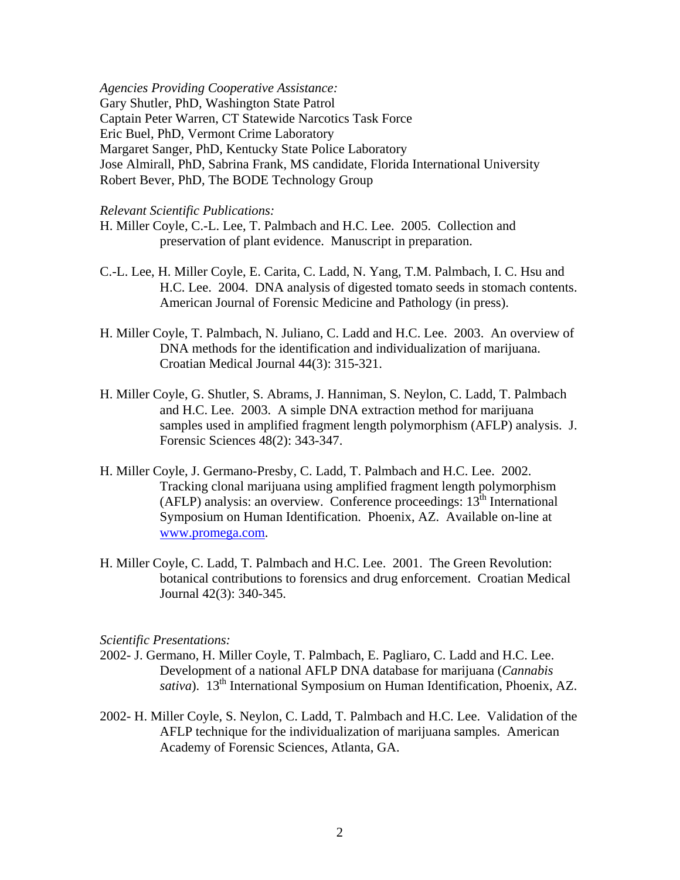*Agencies Providing Cooperative Assistance:*
Gary Shutler, PhD, Washington State Patrol
Captain Peter Warren, CT Statewide Narcotics Task Force
Eric Buel, PhD, Vermont Crime Laboratory
Margaret Sanger, PhD, Kentucky State Police Laboratory
Jose Almirall, PhD, Sabrina Frank, MS candidate, Florida International University
Robert Bever, PhD, The BODE Technology Group

*Relevant Scientific Publications:*

H. Miller Coyle, C.-L. Lee, T. Palmbach and H.C. Lee. 2005. Collection and preservation of plant evidence. Manuscript in preparation.

C.-L. Lee, H. Miller Coyle, E. Carita, C. Ladd, N. Yang, T.M. Palmbach, I. C. Hsu and H.C. Lee. 2004. DNA analysis of digested tomato seeds in stomach contents. American Journal of Forensic Medicine and Pathology (in press).

H. Miller Coyle, T. Palmbach, N. Juliano, C. Ladd and H.C. Lee. 2003. An overview of DNA methods for the identification and individualization of marijuana. Croatian Medical Journal 44(3): 315-321.

H. Miller Coyle, G. Shutler, S. Abrams, J. Hanniman, S. Neylon, C. Ladd, T. Palmbach and H.C. Lee. 2003. A simple DNA extraction method for marijuana samples used in amplified fragment length polymorphism (AFLP) analysis. J. Forensic Sciences 48(2): 343-347.

H. Miller Coyle, J. Germano-Presby, C. Ladd, T. Palmbach and H.C. Lee. 2002. Tracking clonal marijuana using amplified fragment length polymorphism (AFLP) analysis: an overview. Conference proceedings: 13th International Symposium on Human Identification. Phoenix, AZ. Available on-line at www.promega.com.

H. Miller Coyle, C. Ladd, T. Palmbach and H.C. Lee. 2001. The Green Revolution: botanical contributions to forensics and drug enforcement. Croatian Medical Journal 42(3): 340-345.

*Scientific Presentations:*

2002- J. Germano, H. Miller Coyle, T. Palmbach, E. Pagliaro, C. Ladd and H.C. Lee. Development of a national AFLP DNA database for marijuana (*Cannabis sativa*). 13th International Symposium on Human Identification, Phoenix, AZ.

2002- H. Miller Coyle, S. Neylon, C. Ladd, T. Palmbach and H.C. Lee. Validation of the AFLP technique for the individualization of marijuana samples. American Academy of Forensic Sciences, Atlanta, GA.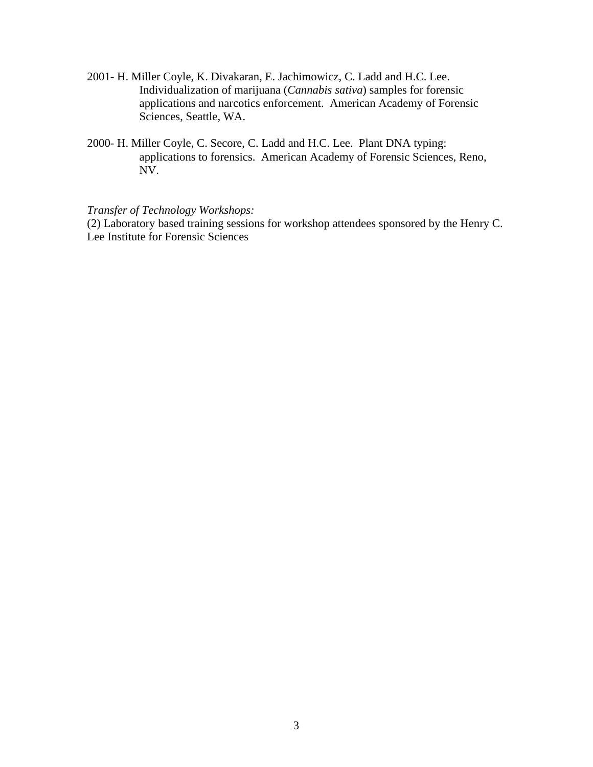2001- H. Miller Coyle, K. Divakaran, E. Jachimowicz, C. Ladd and H.C. Lee. Individualization of marijuana (*Cannabis sativa*) samples for forensic applications and narcotics enforcement. American Academy of Forensic Sciences, Seattle, WA.

2000- H. Miller Coyle, C. Secore, C. Ladd and H.C. Lee. Plant DNA typing: applications to forensics. American Academy of Forensic Sciences, Reno, NV.

*Transfer of Technology Workshops:*
(2) Laboratory based training sessions for workshop attendees sponsored by the Henry C. Lee Institute for Forensic Sciences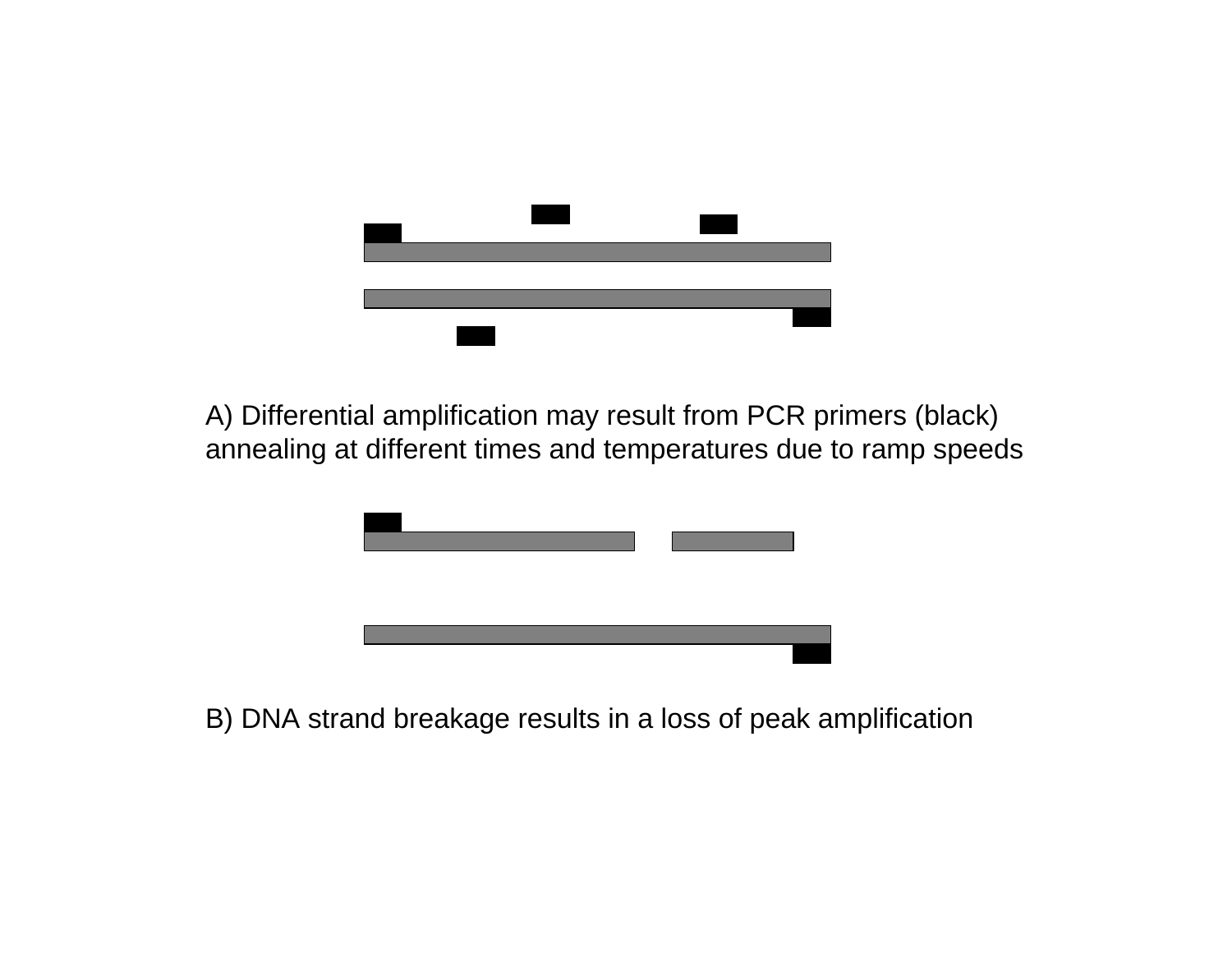A) Differential amplification may result from PCR primers (black) annealing at different times and temperatures due to ramp speeds

B) DNA strand breakage results in a loss of peak amplification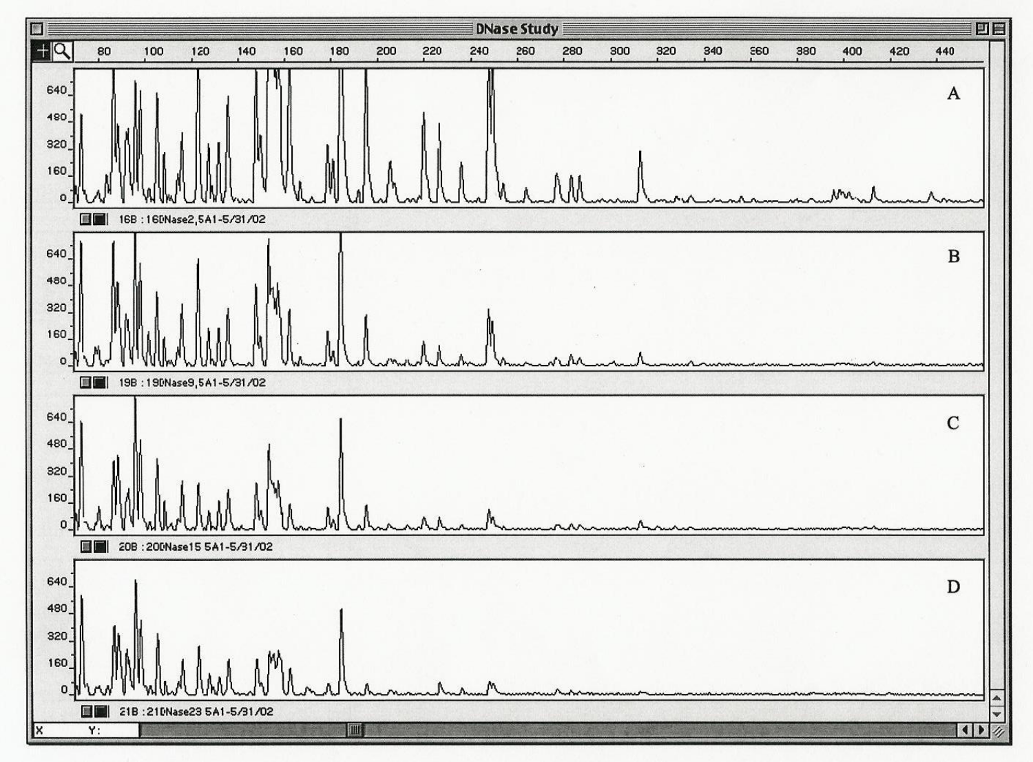DNase Study

A

16B : 16DNase2,5A1-5/31/02

B

19B : 19DNase9,5A1-5/31/02

C

20B : 20DNase15 5A1-5/31/02

D

21B : 21DNase23 5A1-5/31/02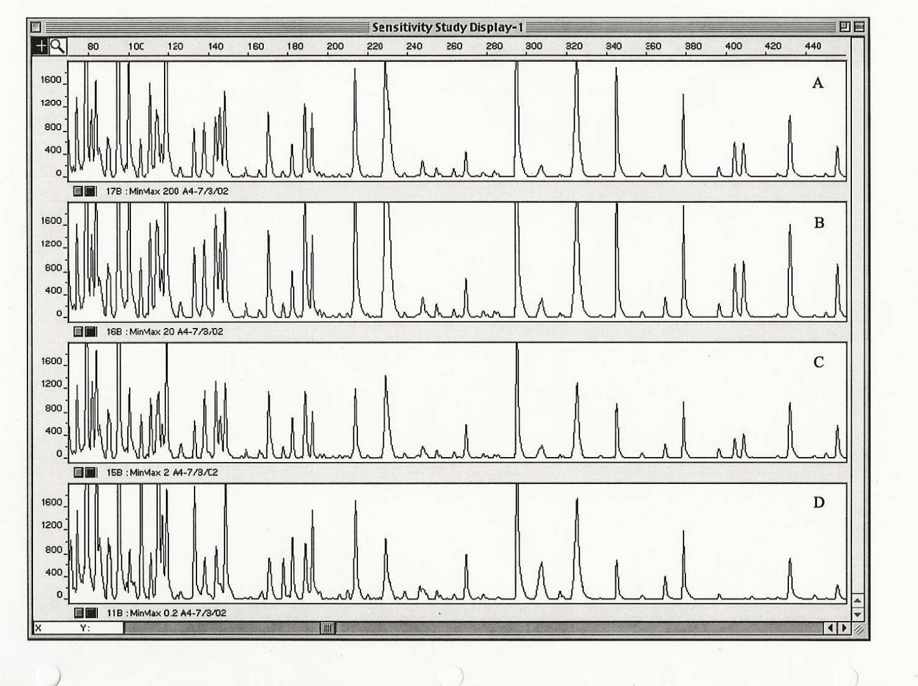Sensitivity Study Display-1

80 100 120 140 160 180 200 220 240 260 280 300 320 340 360 380 400 420 440

A

1600
1200
800
400
0

17B : MinMax 200 A4-7/3/02

B

1600
1200
800
400
0

16B : MinMax 20 A4-7/3/02

C

1600
1200
800
400
0

15B : MinMax 2 A4-7/3/02

D

1600
1200
800
400
0

11B : MinMax 0.2 A4-7/3/02

X Y: